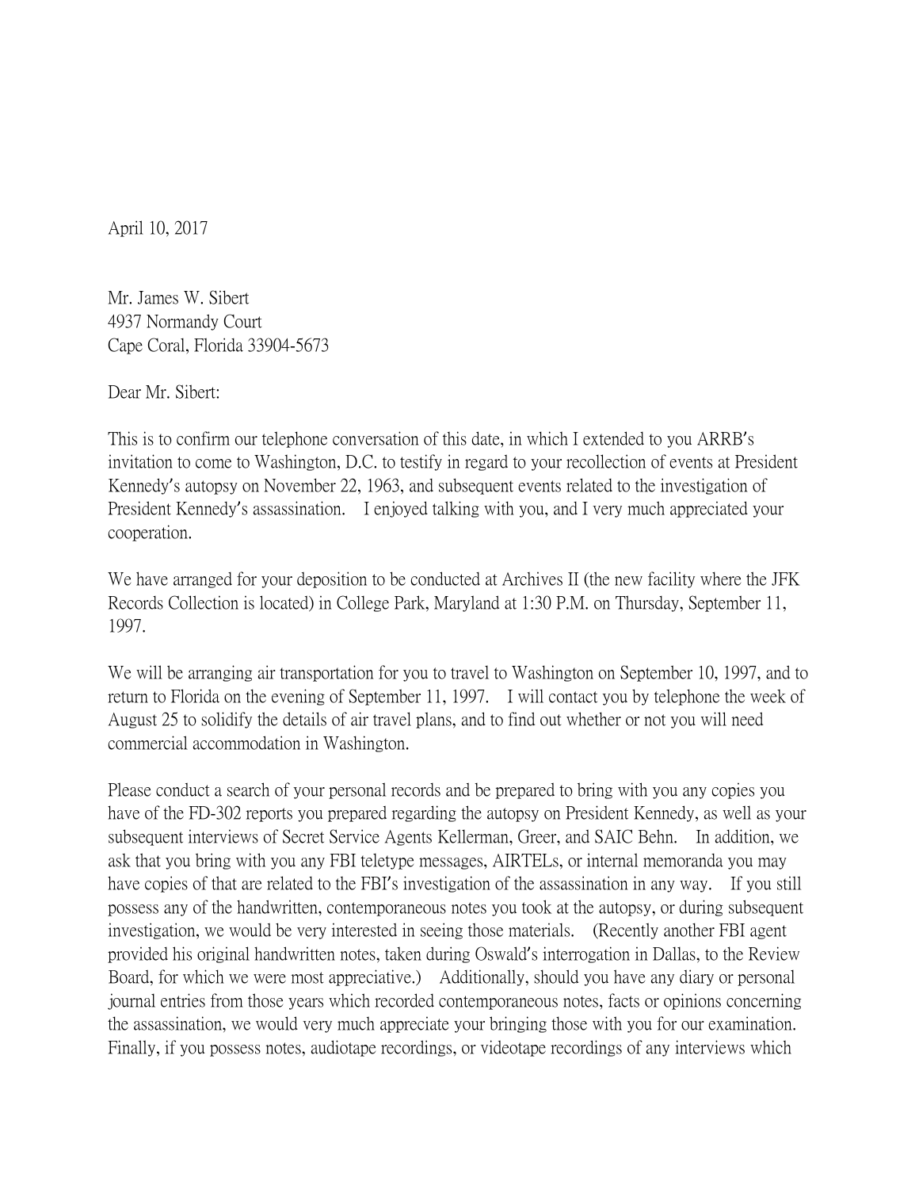April 10, 2017

Mr. James W. Sibert
4937 Normandy Court
Cape Coral, Florida 33904-5673

Dear Mr. Sibert:

This is to confirm our telephone conversation of this date, in which I extended to you ARRB's invitation to come to Washington, D.C. to testify in regard to your recollection of events at President Kennedy's autopsy on November 22, 1963, and subsequent events related to the investigation of President Kennedy's assassination. I enjoyed talking with you, and I very much appreciated your cooperation.

We have arranged for your deposition to be conducted at Archives II (the new facility where the JFK Records Collection is located) in College Park, Maryland at 1:30 P.M. on Thursday, September 11, 1997.

We will be arranging air transportation for you to travel to Washington on September 10, 1997, and to return to Florida on the evening of September 11, 1997. I will contact you by telephone the week of August 25 to solidify the details of air travel plans, and to find out whether or not you will need commercial accommodation in Washington.

Please conduct a search of your personal records and be prepared to bring with you any copies you have of the FD-302 reports you prepared regarding the autopsy on President Kennedy, as well as your subsequent interviews of Secret Service Agents Kellerman, Greer, and SAIC Behn. In addition, we ask that you bring with you any FBI teletype messages, AIRTELs, or internal memoranda you may have copies of that are related to the FBI's investigation of the assassination in any way. If you still possess any of the handwritten, contemporaneous notes you took at the autopsy, or during subsequent investigation, we would be very interested in seeing those materials. (Recently another FBI agent provided his original handwritten notes, taken during Oswald's interrogation in Dallas, to the Review Board, for which we were most appreciative.) Additionally, should you have any diary or personal journal entries from those years which recorded contemporaneous notes, facts or opinions concerning the assassination, we would very much appreciate your bringing those with you for our examination. Finally, if you possess notes, audiotape recordings, or videotape recordings of any interviews which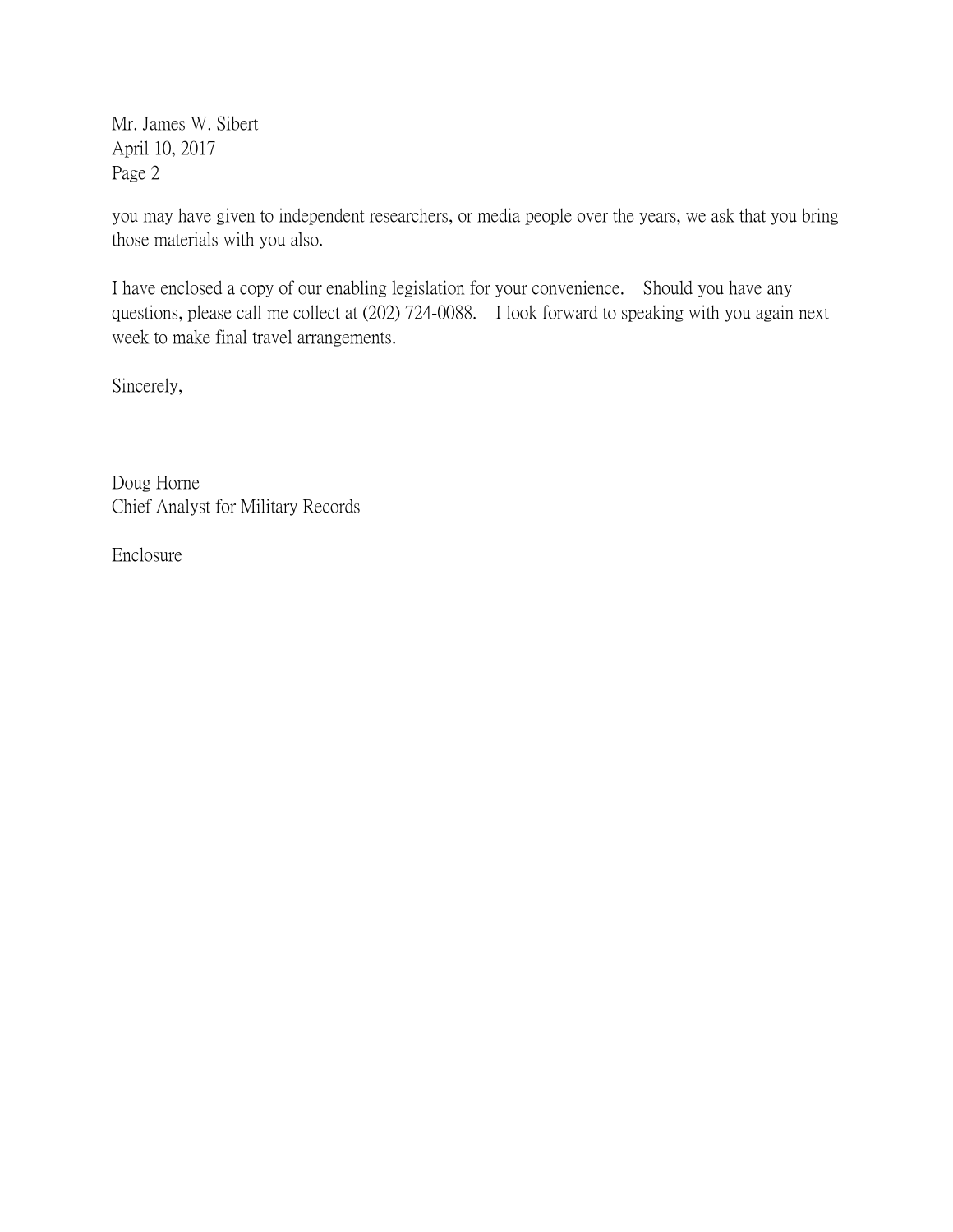Mr. James W. Sibert
April 10, 2017

you may have given to independent researchers, or media people over the years, we ask that you bring those materials with you also.

I have enclosed a copy of our enabling legislation for your convenience. Should you have any questions, please call me collect at (202) 724-0088. I look forward to speaking with you again next week to make final travel arrangements.

Sincerely,

Doug Horne
Chief Analyst for Military Records

Enclosure